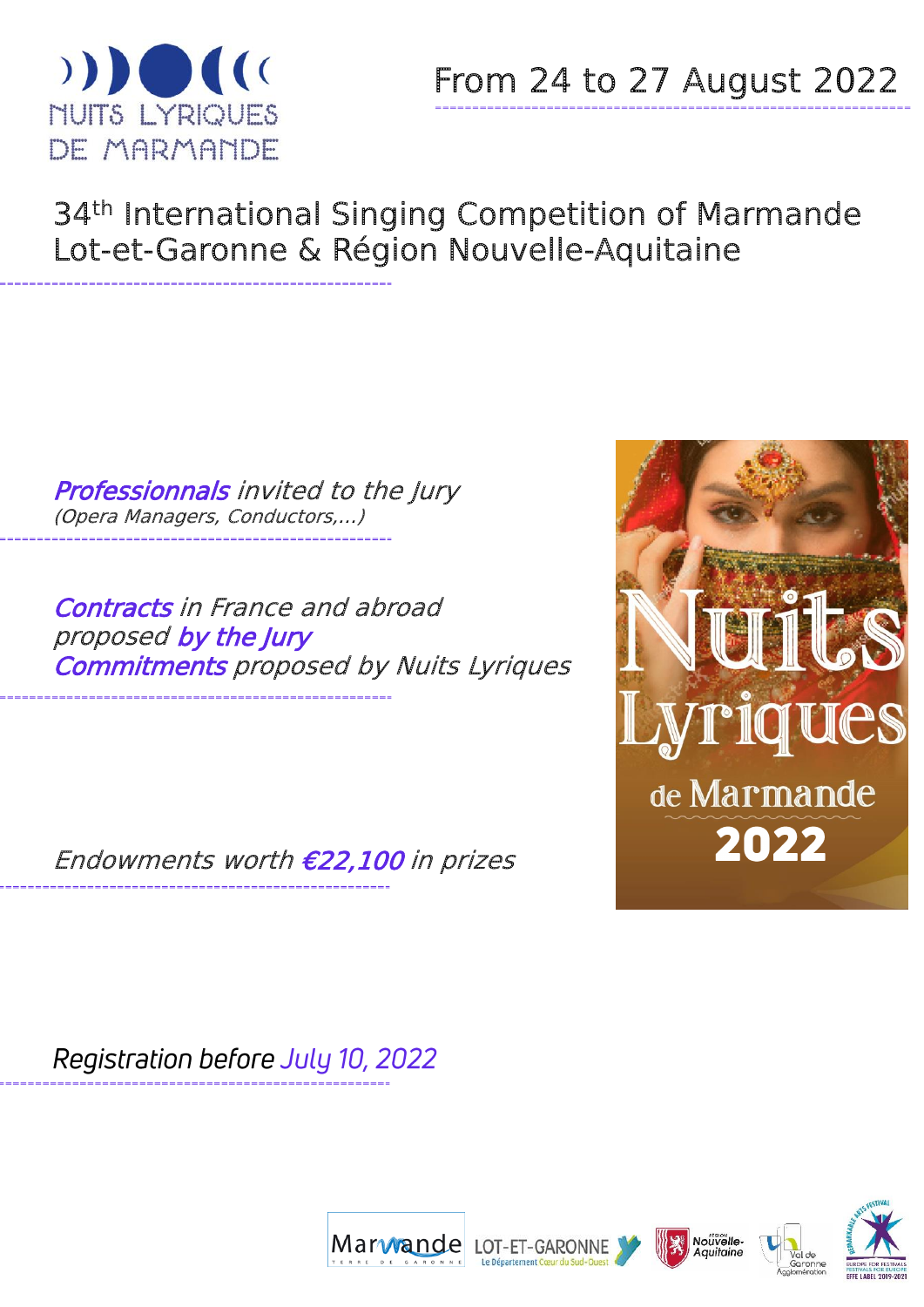NUITS LYRIQUES DE MARMANDE

From 24 to 27 August 2022

# 34th International Singing Competition of Marmande
# Lot-et-Garonne & Région Nouvelle-Aquitaine

***Professionnals*** *invited to the Jury*
*(Opera Managers, Conductors,...)*

***Contracts*** *in France and abroad*
*proposed* ***by the Jury***
***Commitments*** *proposed by Nuits Lyriques*

*Endowments worth* ***€22,100*** *in prizes*

*Registration before July 10, 2022*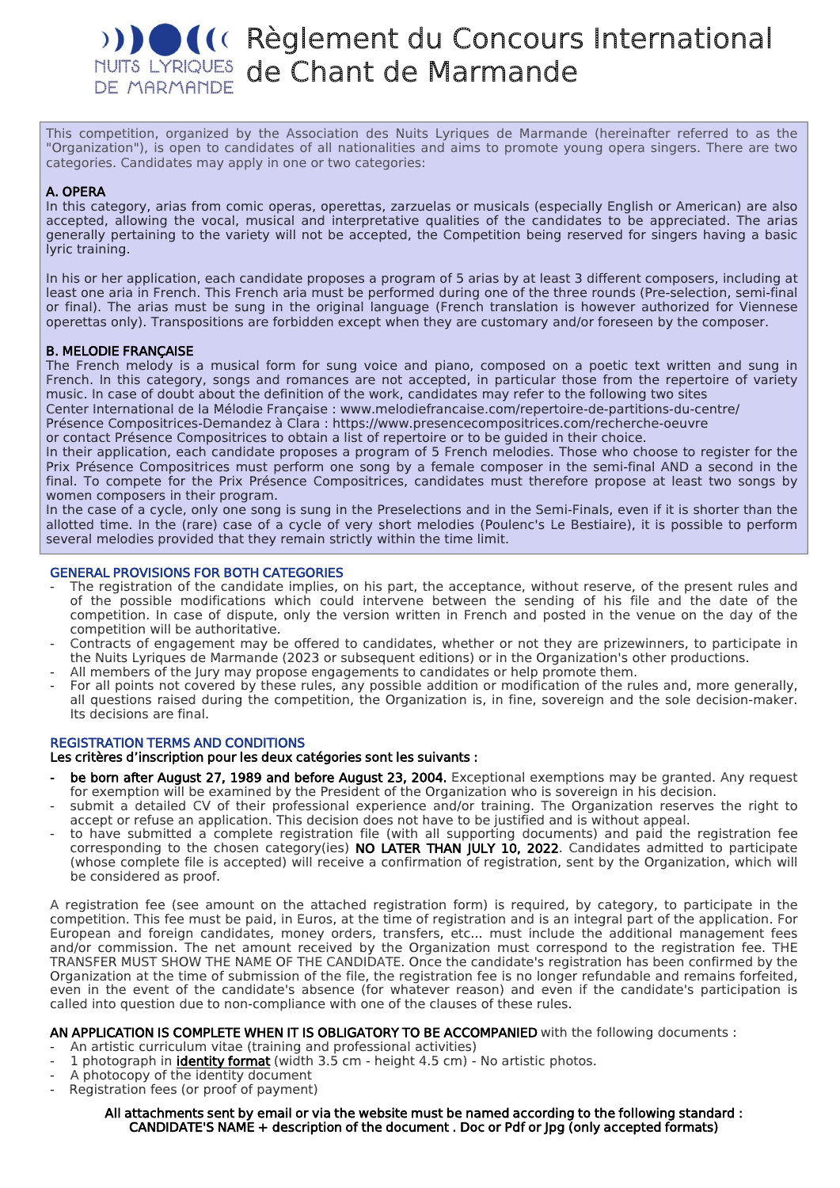# Règlement du Concours International de Chant de Marmande

This competition, organized by the Association des Nuits Lyriques de Marmande (hereinafter referred to as the "Organization"), is open to candidates of all nationalities and aims to promote young opera singers. There are two categories. Candidates may apply in one or two categories:

**A. OPERA**

In this category, arias from comic operas, operettas, zarzuelas or musicals (especially English or American) are also accepted, allowing the vocal, musical and interpretative qualities of the candidates to be appreciated. The arias generally pertaining to the variety will not be accepted, the Competition being reserved for singers having a basic lyric training.

In his or her application, each candidate proposes a program of 5 arias by at least 3 different composers, including at least one aria in French. This French aria must be performed during one of the three rounds (Pre-selection, semi-final or final). The arias must be sung in the original language (French translation is however authorized for Viennese operettas only). Transpositions are forbidden except when they are customary and/or foreseen by the composer.

**B. MELODIE FRANÇAISE**

The French melody is a musical form for sung voice and piano, composed on a poetic text written and sung in French. In this category, songs and romances are not accepted, in particular those from the repertoire of variety music. In case of doubt about the definition of the work, candidates may refer to the following two sites
Center International de la Mélodie Française : www.melodiefrancaise.com/repertoire-de-partitions-du-centre/
Présence Compositrices-Demandez à Clara : https://www.presencecompositrices.com/recherche-oeuvre
or contact Présence Compositrices to obtain a list of repertoire or to be guided in their choice.
In their application, each candidate proposes a program of 5 French melodies. Those who choose to register for the Prix Présence Compositrices must perform one song by a female composer in the semi-final AND a second in the final. To compete for the Prix Présence Compositrices, candidates must therefore propose at least two songs by women composers in their program.
In the case of a cycle, only one song is sung in the Preselections and in the Semi-Finals, even if it is shorter than the allotted time. In the (rare) case of a cycle of very short melodies (Poulenc's Le Bestiaire), it is possible to perform several melodies provided that they remain strictly within the time limit.

## GENERAL PROVISIONS FOR BOTH CATEGORIES

- The registration of the candidate implies, on his part, the acceptance, without reserve, of the present rules and of the possible modifications which could intervene between the sending of his file and the date of the competition. In case of dispute, only the version written in French and posted in the venue on the day of the competition will be authoritative.
- Contracts of engagement may be offered to candidates, whether or not they are prizewinners, to participate in the Nuits Lyriques de Marmande (2023 or subsequent editions) or in the Organization's other productions.
- All members of the Jury may propose engagements to candidates or help promote them.
- For all points not covered by these rules, any possible addition or modification of the rules and, more generally, all questions raised during the competition, the Organization is, in fine, sovereign and the sole decision-maker. Its decisions are final.

## REGISTRATION TERMS AND CONDITIONS

**Les critères d'inscription pour les deux catégories sont les suivants :**

- **be born after August 27, 1989 and before August 23, 2004.** Exceptional exemptions may be granted. Any request for exemption will be examined by the President of the Organization who is sovereign in his decision.
- submit a detailed CV of their professional experience and/or training. The Organization reserves the right to accept or refuse an application. This decision does not have to be justified and is without appeal.
- to have submitted a complete registration file (with all supporting documents) and paid the registration fee corresponding to the chosen category(ies) **NO LATER THAN JULY 10, 2022**. Candidates admitted to participate (whose complete file is accepted) will receive a confirmation of registration, sent by the Organization, which will be considered as proof.

A registration fee (see amount on the attached registration form) is required, by category, to participate in the competition. This fee must be paid, in Euros, at the time of registration and is an integral part of the application. For European and foreign candidates, money orders, transfers, etc... must include the additional management fees and/or commission. The net amount received by the Organization must correspond to the registration fee. THE TRANSFER MUST SHOW THE NAME OF THE CANDIDATE. Once the candidate's registration has been confirmed by the Organization at the time of submission of the file, the registration fee is no longer refundable and remains forfeited, even in the event of the candidate's absence (for whatever reason) and even if the candidate's participation is called into question due to non-compliance with one of the clauses of these rules.

**AN APPLICATION IS COMPLETE WHEN IT IS OBLIGATORY TO BE ACCOMPANIED** with the following documents :

- An artistic curriculum vitae (training and professional activities)
- 1 photograph in **identity format** (width 3.5 cm - height 4.5 cm) - No artistic photos.
- A photocopy of the identity document
- Registration fees (or proof of payment)

**All attachments sent by email or via the website must be named according to the following standard : CANDIDATE'S NAME + description of the document . Doc or Pdf or Jpg (only accepted formats)**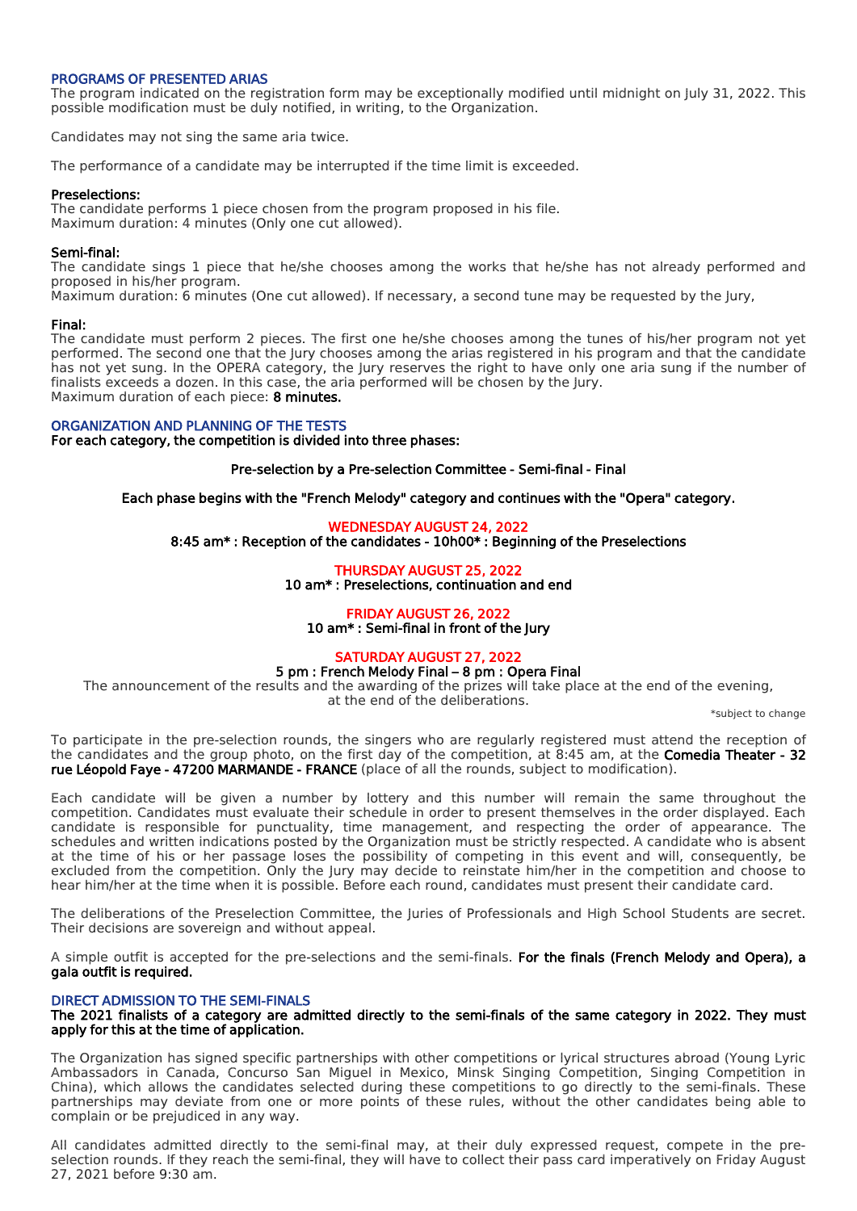## PROGRAMS OF PRESENTED ARIAS

The program indicated on the registration form may be exceptionally modified until midnight on July 31, 2022. This possible modification must be duly notified, in writing, to the Organization.

Candidates may not sing the same aria twice.

The performance of a candidate may be interrupted if the time limit is exceeded.

**Preselections:**
The candidate performs 1 piece chosen from the program proposed in his file.
Maximum duration: 4 minutes (Only one cut allowed).

**Semi-final:**
The candidate sings 1 piece that he/she chooses among the works that he/she has not already performed and proposed in his/her program.
Maximum duration: 6 minutes (One cut allowed). If necessary, a second tune may be requested by the Jury,

**Final:**
The candidate must perform 2 pieces. The first one he/she chooses among the tunes of his/her program not yet performed. The second one that the Jury chooses among the arias registered in his program and that the candidate has not yet sung. In the OPERA category, the Jury reserves the right to have only one aria sung if the number of finalists exceeds a dozen. In this case, the aria performed will be chosen by the Jury.
Maximum duration of each piece: **8 minutes.**

## ORGANIZATION AND PLANNING OF THE TESTS

**For each category, the competition is divided into three phases:**

**Pre-selection by a Pre-selection Committee - Semi-final - Final**

**Each phase begins with the "French Melody" category and continues with the "Opera" category.**

**WEDNESDAY AUGUST 24, 2022**
**8:45 am* : Reception of the candidates - 10h00* : Beginning of the Preselections**

**THURSDAY AUGUST 25, 2022**
**10 am* : Preselections, continuation and end**

**FRIDAY AUGUST 26, 2022**
**10 am* : Semi-final in front of the Jury**

**SATURDAY AUGUST 27, 2022**
**5 pm : French Melody Final – 8 pm : Opera Final**
The announcement of the results and the awarding of the prizes will take place at the end of the evening, at the end of the deliberations.

*subject to change

To participate in the pre-selection rounds, the singers who are regularly registered must attend the reception of the candidates and the group photo, on the first day of the competition, at 8:45 am, at the **Comedia Theater - 32 rue Léopold Faye - 47200 MARMANDE - FRANCE** (place of all the rounds, subject to modification).

Each candidate will be given a number by lottery and this number will remain the same throughout the competition. Candidates must evaluate their schedule in order to present themselves in the order displayed. Each candidate is responsible for punctuality, time management, and respecting the order of appearance. The schedules and written indications posted by the Organization must be strictly respected. A candidate who is absent at the time of his or her passage loses the possibility of competing in this event and will, consequently, be excluded from the competition. Only the Jury may decide to reinstate him/her in the competition and choose to hear him/her at the time when it is possible. Before each round, candidates must present their candidate card.

The deliberations of the Preselection Committee, the Juries of Professionals and High School Students are secret. Their decisions are sovereign and without appeal.

A simple outfit is accepted for the pre-selections and the semi-finals. **For the finals (French Melody and Opera), a gala outfit is required.**

## DIRECT ADMISSION TO THE SEMI-FINALS

**The 2021 finalists of a category are admitted directly to the semi-finals of the same category in 2022. They must apply for this at the time of application.**

The Organization has signed specific partnerships with other competitions or lyrical structures abroad (Young Lyric Ambassadors in Canada, Concurso San Miguel in Mexico, Minsk Singing Competition, Singing Competition in China), which allows the candidates selected during these competitions to go directly to the semi-finals. These partnerships may deviate from one or more points of these rules, without the other candidates being able to complain or be prejudiced in any way.

All candidates admitted directly to the semi-final may, at their duly expressed request, compete in the pre-selection rounds. If they reach the semi-final, they will have to collect their pass card imperatively on Friday August 27, 2021 before 9:30 am.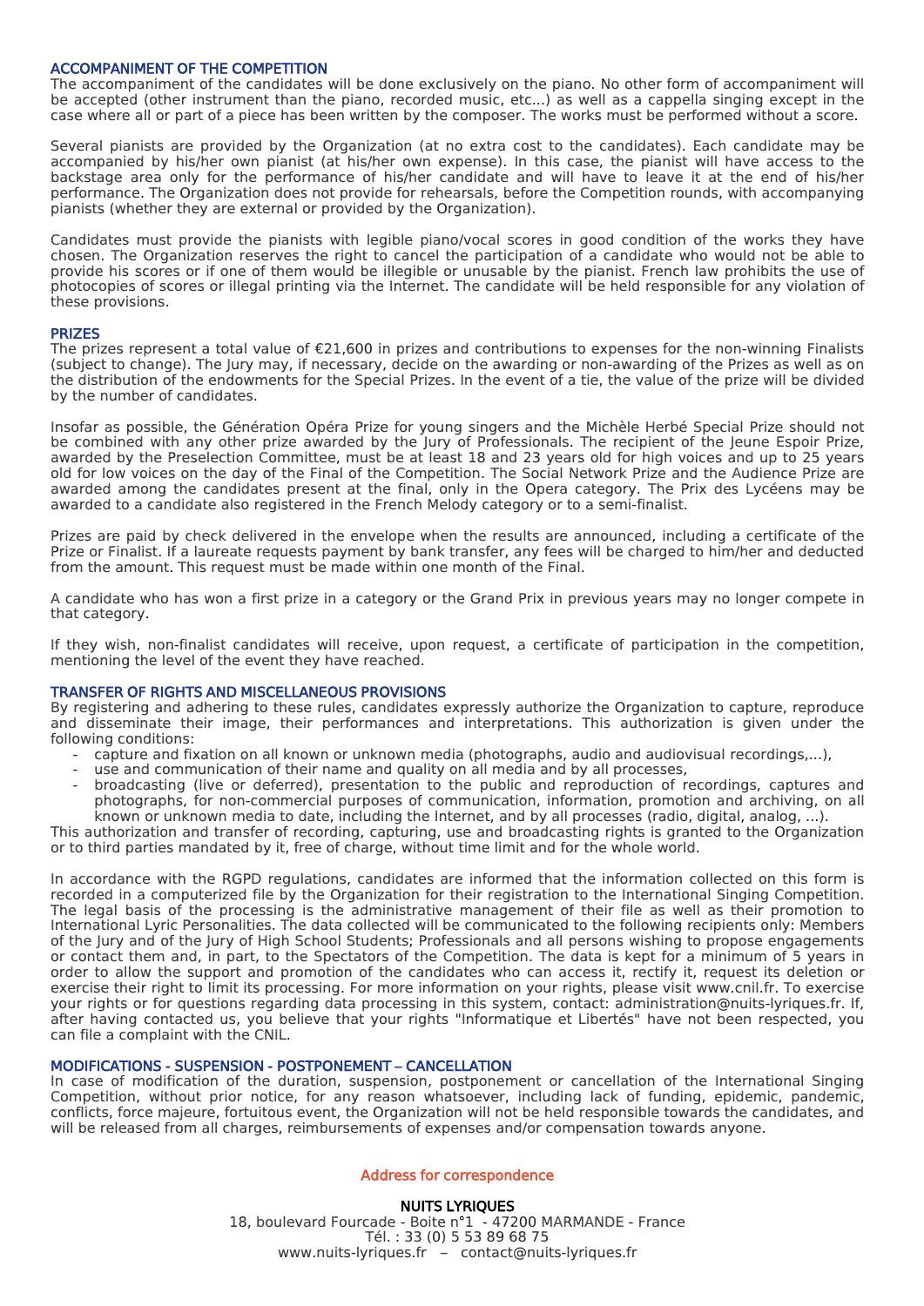## ACCOMPANIMENT OF THE COMPETITION

The accompaniment of the candidates will be done exclusively on the piano. No other form of accompaniment will be accepted (other instrument than the piano, recorded music, etc...) as well as a cappella singing except in the case where all or part of a piece has been written by the composer. The works must be performed without a score.

Several pianists are provided by the Organization (at no extra cost to the candidates). Each candidate may be accompanied by his/her own pianist (at his/her own expense). In this case, the pianist will have access to the backstage area only for the performance of his/her candidate and will have to leave it at the end of his/her performance. The Organization does not provide for rehearsals, before the Competition rounds, with accompanying pianists (whether they are external or provided by the Organization).

Candidates must provide the pianists with legible piano/vocal scores in good condition of the works they have chosen. The Organization reserves the right to cancel the participation of a candidate who would not be able to provide his scores or if one of them would be illegible or unusable by the pianist. French law prohibits the use of photocopies of scores or illegal printing via the Internet. The candidate will be held responsible for any violation of these provisions.

## PRIZES

The prizes represent a total value of €21,600 in prizes and contributions to expenses for the non-winning Finalists (subject to change). The Jury may, if necessary, decide on the awarding or non-awarding of the Prizes as well as on the distribution of the endowments for the Special Prizes. In the event of a tie, the value of the prize will be divided by the number of candidates.

Insofar as possible, the Génération Opéra Prize for young singers and the Michèle Herbé Special Prize should not be combined with any other prize awarded by the Jury of Professionals. The recipient of the Jeune Espoir Prize, awarded by the Preselection Committee, must be at least 18 and 23 years old for high voices and up to 25 years old for low voices on the day of the Final of the Competition. The Social Network Prize and the Audience Prize are awarded among the candidates present at the final, only in the Opera category. The Prix des Lycéens may be awarded to a candidate also registered in the French Melody category or to a semi-finalist.

Prizes are paid by check delivered in the envelope when the results are announced, including a certificate of the Prize or Finalist. If a laureate requests payment by bank transfer, any fees will be charged to him/her and deducted from the amount. This request must be made within one month of the Final.

A candidate who has won a first prize in a category or the Grand Prix in previous years may no longer compete in that category.

If they wish, non-finalist candidates will receive, upon request, a certificate of participation in the competition, mentioning the level of the event they have reached.

## TRANSFER OF RIGHTS AND MISCELLANEOUS PROVISIONS

By registering and adhering to these rules, candidates expressly authorize the Organization to capture, reproduce and disseminate their image, their performances and interpretations. This authorization is given under the following conditions:

- capture and fixation on all known or unknown media (photographs, audio and audiovisual recordings,...),
- use and communication of their name and quality on all media and by all processes,
- broadcasting (live or deferred), presentation to the public and reproduction of recordings, captures and photographs, for non-commercial purposes of communication, information, promotion and archiving, on all known or unknown media to date, including the Internet, and by all processes (radio, digital, analog, ...).

This authorization and transfer of recording, capturing, use and broadcasting rights is granted to the Organization or to third parties mandated by it, free of charge, without time limit and for the whole world.

In accordance with the RGPD regulations, candidates are informed that the information collected on this form is recorded in a computerized file by the Organization for their registration to the International Singing Competition. The legal basis of the processing is the administrative management of their file as well as their promotion to International Lyric Personalities. The data collected will be communicated to the following recipients only: Members of the Jury and of the Jury of High School Students; Professionals and all persons wishing to propose engagements or contact them and, in part, to the Spectators of the Competition. The data is kept for a minimum of 5 years in order to allow the support and promotion of the candidates who can access it, rectify it, request its deletion or exercise their right to limit its processing. For more information on your rights, please visit www.cnil.fr. To exercise your rights or for questions regarding data processing in this system, contact: administration@nuits-lyriques.fr. If, after having contacted us, you believe that your rights "Informatique et Libertés" have not been respected, you can file a complaint with the CNIL.

## MODIFICATIONS - SUSPENSION - POSTPONEMENT – CANCELLATION

In case of modification of the duration, suspension, postponement or cancellation of the International Singing Competition, without prior notice, for any reason whatsoever, including lack of funding, epidemic, pandemic, conflicts, force majeure, fortuitous event, the Organization will not be held responsible towards the candidates, and will be released from all charges, reimbursements of expenses and/or compensation towards anyone.

**Address for correspondence**

**NUITS LYRIQUES**
18, boulevard Fourcade - Boite n°1 - 47200 MARMANDE - France
Tél. : 33 (0) 5 53 89 68 75
www.nuits-lyriques.fr – contact@nuits-lyriques.fr